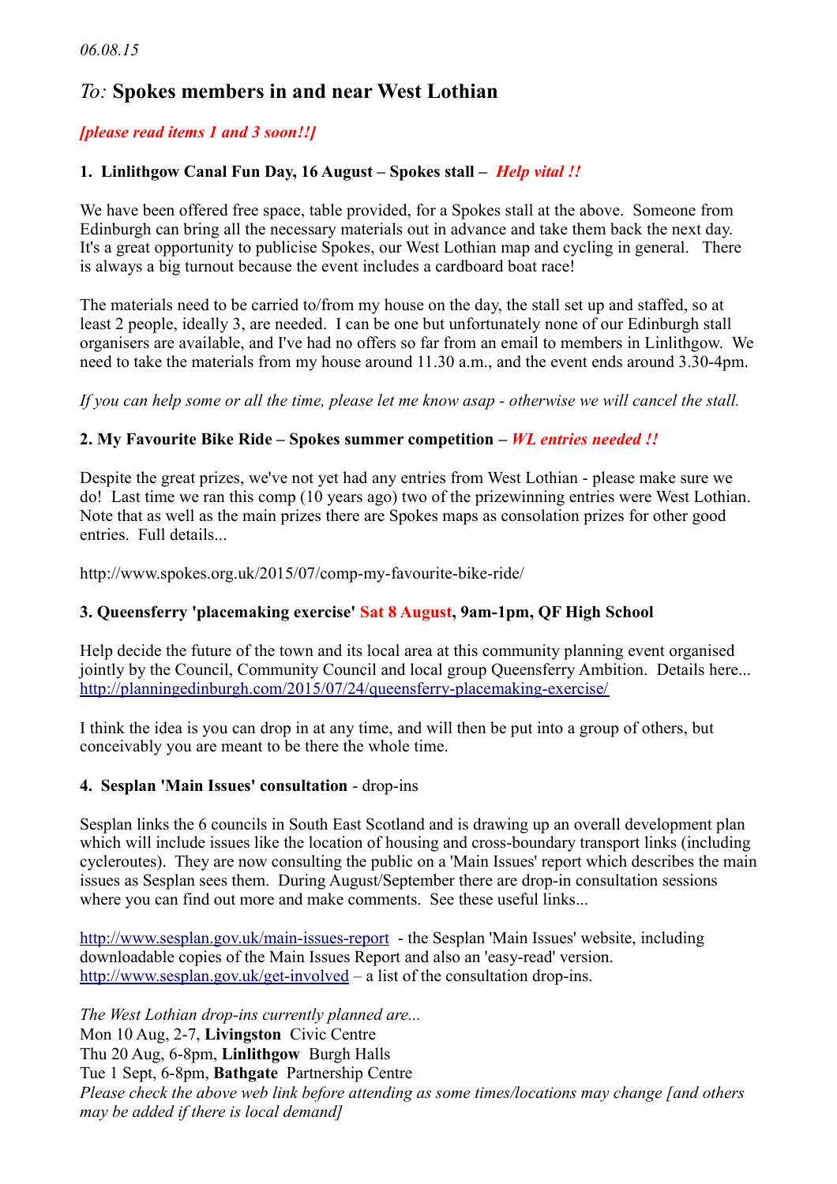*06.08.15*

# *To:* Spokes members in and near West Lothian

***[please read items 1 and 3 soon!!]***

### 1. Linlithgow Canal Fun Day, 16 August – Spokes stall – *Help vital !!*

We have been offered free space, table provided, for a Spokes stall at the above. Someone from Edinburgh can bring all the necessary materials out in advance and take them back the next day. It's a great opportunity to publicise Spokes, our West Lothian map and cycling in general. There is always a big turnout because the event includes a cardboard boat race!

The materials need to be carried to/from my house on the day, the stall set up and staffed, so at least 2 people, ideally 3, are needed. I can be one but unfortunately none of our Edinburgh stall organisers are available, and I've had no offers so far from an email to members in Linlithgow. We need to take the materials from my house around 11.30 a.m., and the event ends around 3.30-4pm.

*If you can help some or all the time, please let me know asap - otherwise we will cancel the stall.*

### 2. My Favourite Bike Ride – Spokes summer competition – *WL entries needed !!*

Despite the great prizes, we've not yet had any entries from West Lothian - please make sure we do! Last time we ran this comp (10 years ago) two of the prizewinning entries were West Lothian. Note that as well as the main prizes there are Spokes maps as consolation prizes for other good entries. Full details...

http://www.spokes.org.uk/2015/07/comp-my-favourite-bike-ride/

### 3. Queensferry 'placemaking exercise' Sat 8 August, 9am-1pm, QF High School

Help decide the future of the town and its local area at this community planning event organised jointly by the Council, Community Council and local group Queensferry Ambition. Details here... http://planningedinburgh.com/2015/07/24/queensferry-placemaking-exercise/

I think the idea is you can drop in at any time, and will then be put into a group of others, but conceivably you are meant to be there the whole time.

### 4. Sesplan 'Main Issues' consultation - drop-ins

Sesplan links the 6 councils in South East Scotland and is drawing up an overall development plan which will include issues like the location of housing and cross-boundary transport links (including cycleroutes). They are now consulting the public on a 'Main Issues' report which describes the main issues as Sesplan sees them. During August/September there are drop-in consultation sessions where you can find out more and make comments. See these useful links...

http://www.sesplan.gov.uk/main-issues-report - the Sesplan 'Main Issues' website, including downloadable copies of the Main Issues Report and also an 'easy-read' version.
http://www.sesplan.gov.uk/get-involved – a list of the consultation drop-ins.

*The West Lothian drop-ins currently planned are...*
Mon 10 Aug, 2-7, **Livingston** Civic Centre
Thu 20 Aug, 6-8pm, **Linlithgow** Burgh Halls
Tue 1 Sept, 6-8pm, **Bathgate** Partnership Centre
*Please check the above web link before attending as some times/locations may change [and others may be added if there is local demand]*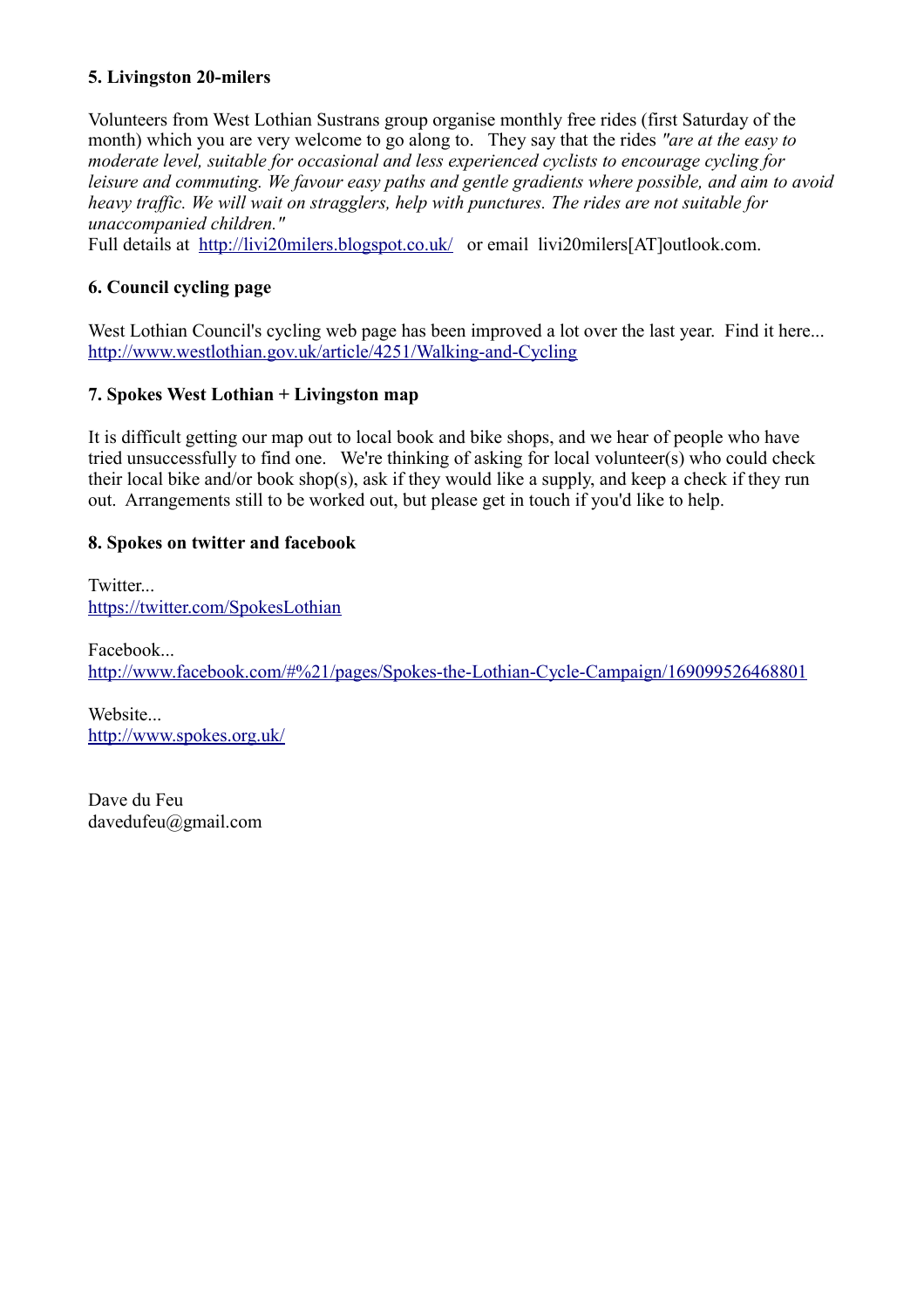**5. Livingston 20-milers**

Volunteers from West Lothian Sustrans group organise monthly free rides (first Saturday of the month) which you are very welcome to go along to. They say that the rides *"are at the easy to moderate level, suitable for occasional and less experienced cyclists to encourage cycling for leisure and commuting. We favour easy paths and gentle gradients where possible, and aim to avoid heavy traffic. We will wait on stragglers, help with punctures. The rides are not suitable for unaccompanied children."*
Full details at http://livi20milers.blogspot.co.uk/ or email livi20milers[AT]outlook.com.

**6. Council cycling page**

West Lothian Council's cycling web page has been improved a lot over the last year. Find it here...
http://www.westlothian.gov.uk/article/4251/Walking-and-Cycling

**7. Spokes West Lothian + Livingston map**

It is difficult getting our map out to local book and bike shops, and we hear of people who have tried unsuccessfully to find one. We're thinking of asking for local volunteer(s) who could check their local bike and/or book shop(s), ask if they would like a supply, and keep a check if they run out. Arrangements still to be worked out, but please get in touch if you'd like to help.

**8. Spokes on twitter and facebook**

Twitter...
https://twitter.com/SpokesLothian

Facebook...
http://www.facebook.com/#%21/pages/Spokes-the-Lothian-Cycle-Campaign/169099526468801

Website...
http://www.spokes.org.uk/

Dave du Feu
davedufeu@gmail.com